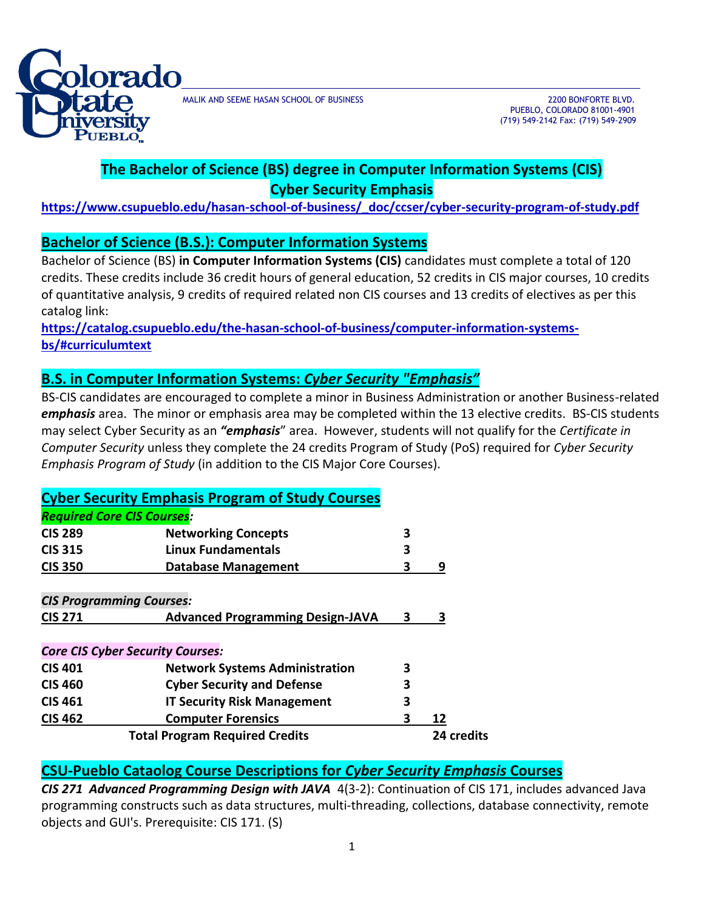MALIK AND SEEME HASAN SCHOOL OF BUSINESS

2200 BONFORTE BLVD.
PUEBLO, COLORADO 81001-4901
(719) 549-2142 Fax: (719) 549-2909

# The Bachelor of Science (BS) degree in Computer Information Systems (CIS) Cyber Security Emphasis

**https://www.csupueblo.edu/hasan-school-of-business/_doc/ccser/cyber-security-program-of-study.pdf**

## Bachelor of Science (B.S.): Computer Information Systems

Bachelor of Science (BS) **in Computer Information Systems (CIS)** candidates must complete a total of 120 credits. These credits include 36 credit hours of general education, 52 credits in CIS major courses, 10 credits of quantitative analysis, 9 credits of required related non CIS courses and 13 credits of electives as per this catalog link:
**https://catalog.csupueblo.edu/the-hasan-school-of-business/computer-information-systems-bs/#curriculumtext**

## B.S. in Computer Information Systems: *Cyber Security "Emphasis"*

BS-CIS candidates are encouraged to complete a minor in Business Administration or another Business-related ***emphasis*** area. The minor or emphasis area may be completed within the 13 elective credits. BS-CIS students may select Cyber Security as an ***"emphasis"*** area. However, students will not qualify for the *Certificate in Computer Security* unless they complete the 24 credits Program of Study (PoS) required for *Cyber Security Emphasis Program of Study* (in addition to the CIS Major Core Courses).

## Cyber Security Emphasis Program of Study Courses

| | | | |
|---|---|---|---|
| ***Required Core CIS Courses:*** | | | |
| **CIS 289** | **Networking Concepts** | **3** | |
| **CIS 315** | **Linux Fundamentals** | **3** | |
| **CIS 350** | **Database Management** | **3** | **9** |
| ***CIS Programming Courses:*** | | | |
| **CIS 271** | **Advanced Programming Design-JAVA** | **3** | **3** |
| ***Core CIS Cyber Security Courses:*** | | | |
| **CIS 401** | **Network Systems Administration** | **3** | |
| **CIS 460** | **Cyber Security and Defense** | **3** | |
| **CIS 461** | **IT Security Risk Management** | **3** | |
| **CIS 462** | **Computer Forensics** | **3** | **12** |
| | **Total Program Required Credits** | | **24 credits** |

## CSU-Pueblo Cataolog Course Descriptions for *Cyber Security Emphasis* Courses

***CIS 271 Advanced Programming Design with JAVA*** 4(3-2): Continuation of CIS 171, includes advanced Java programming constructs such as data structures, multi-threading, collections, database connectivity, remote objects and GUI's. Prerequisite: CIS 171. (S)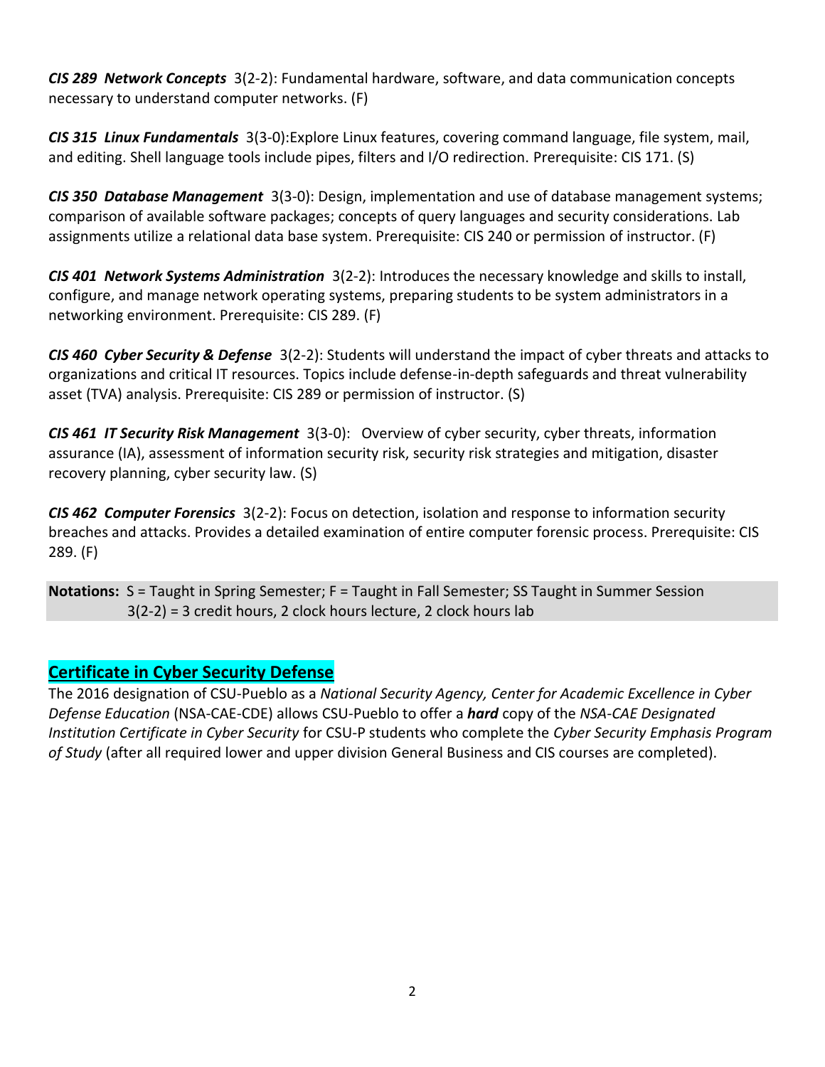***CIS 289 Network Concepts*** 3(2-2): Fundamental hardware, software, and data communication concepts necessary to understand computer networks. (F)

***CIS 315 Linux Fundamentals*** 3(3-0):Explore Linux features, covering command language, file system, mail, and editing. Shell language tools include pipes, filters and I/O redirection. Prerequisite: CIS 171. (S)

***CIS 350 Database Management*** 3(3-0): Design, implementation and use of database management systems; comparison of available software packages; concepts of query languages and security considerations. Lab assignments utilize a relational data base system. Prerequisite: CIS 240 or permission of instructor. (F)

***CIS 401 Network Systems Administration*** 3(2-2): Introduces the necessary knowledge and skills to install, configure, and manage network operating systems, preparing students to be system administrators in a networking environment. Prerequisite: CIS 289. (F)

***CIS 460 Cyber Security & Defense*** 3(2-2): Students will understand the impact of cyber threats and attacks to organizations and critical IT resources. Topics include defense-in-depth safeguards and threat vulnerability asset (TVA) analysis. Prerequisite: CIS 289 or permission of instructor. (S)

***CIS 461 IT Security Risk Management*** 3(3-0): Overview of cyber security, cyber threats, information assurance (IA), assessment of information security risk, security risk strategies and mitigation, disaster recovery planning, cyber security law. (S)

***CIS 462 Computer Forensics*** 3(2-2): Focus on detection, isolation and response to information security breaches and attacks. Provides a detailed examination of entire computer forensic process. Prerequisite: CIS 289. (F)

**Notations:** S = Taught in Spring Semester; F = Taught in Fall Semester; SS Taught in Summer Session
3(2-2) = 3 credit hours, 2 clock hours lecture, 2 clock hours lab

## Certificate in Cyber Security Defense

The 2016 designation of CSU-Pueblo as a *National Security Agency, Center for Academic Excellence in Cyber Defense Education* (NSA-CAE-CDE) allows CSU-Pueblo to offer a ***hard*** copy of the *NSA-CAE Designated Institution Certificate in Cyber Security* for CSU-P students who complete the *Cyber Security Emphasis Program of Study* (after all required lower and upper division General Business and CIS courses are completed).